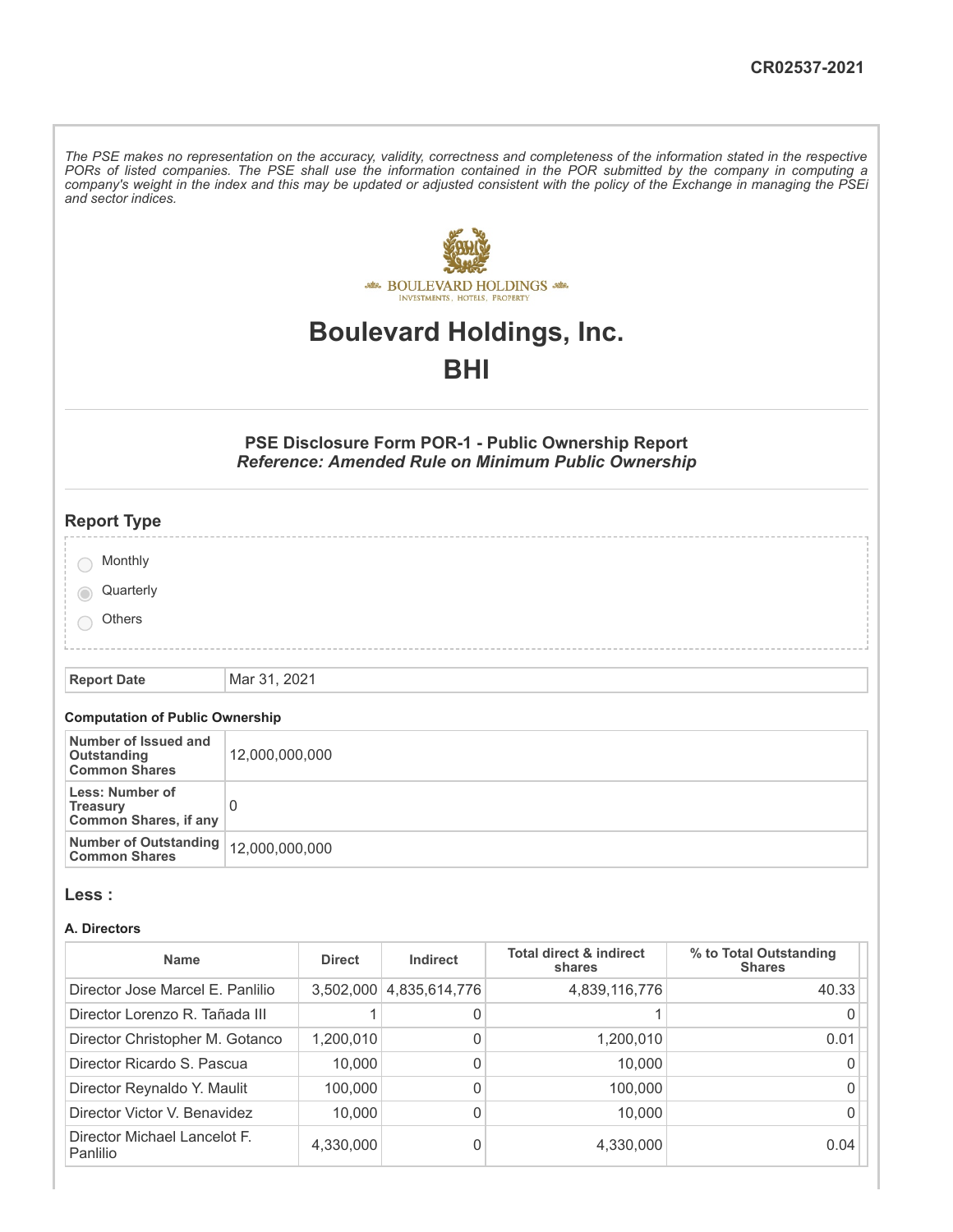CR02537-2021

*The PSE makes no representation on the accuracy, validity, correctness and completeness of the information stated in the respective PORs of listed companies. The PSE shall use the information contained in the POR submitted by the company in computing a company's weight in the index and this may be updated or adjusted consistent with the policy of the Exchange in managing the PSEi and sector indices.*

# Boulevard Holdings, Inc.

# BHI

### PSE Disclosure Form POR-1 - Public Ownership Report
### *Reference: Amended Rule on Minimum Public Ownership*

## Report Type

- Monthly
- Quarterly (selected)
- Others

| Report Date | Mar 31, 2021 |
|---|---|

#### Computation of Public Ownership

| Number of Issued and Outstanding Common Shares | 12,000,000,000 |
|---|---|
| Less: Number of Treasury Common Shares, if any | 0 |
| Number of Outstanding Common Shares | 12,000,000,000 |

## Less :

#### A. Directors

| Name | Direct | Indirect | Total direct & indirect shares | % to Total Outstanding Shares |
|---|---|---|---|---|
| Director Jose Marcel E. Panlilio | 3,502,000 | 4,835,614,776 | 4,839,116,776 | 40.33 |
| Director Lorenzo R. Tañada III | 1 | 0 | 1 | 0 |
| Director Christopher M. Gotanco | 1,200,010 | 0 | 1,200,010 | 0.01 |
| Director Ricardo S. Pascua | 10,000 | 0 | 10,000 | 0 |
| Director Reynaldo Y. Maulit | 100,000 | 0 | 100,000 | 0 |
| Director Victor V. Benavidez | 10,000 | 0 | 10,000 | 0 |
| Director Michael Lancelot F. Panlilio | 4,330,000 | 0 | 4,330,000 | 0.04 |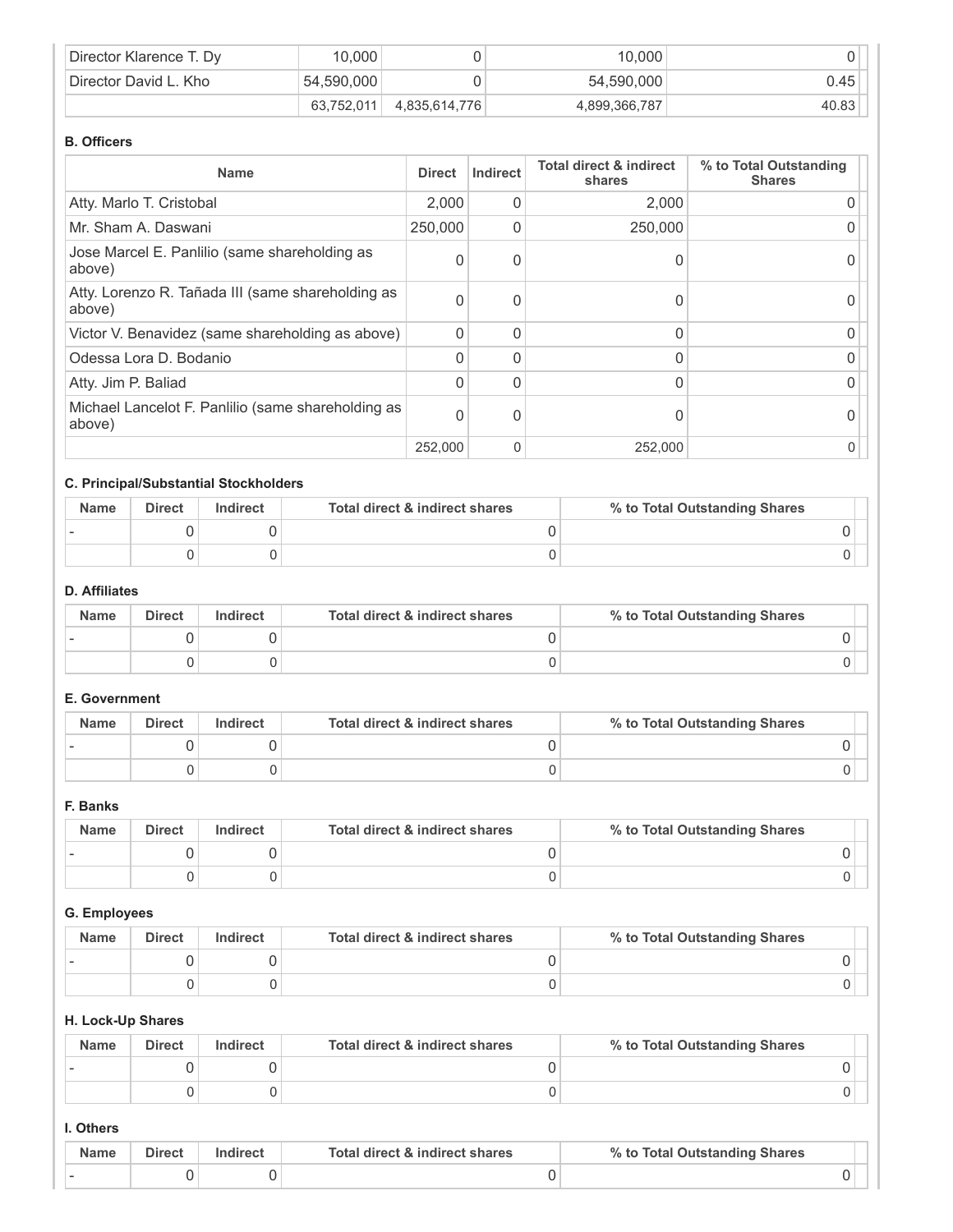| | | | | |
|---|---|---|---|---|
| Director Klarence T. Dy | 10,000 | 0 | 10,000 | 0 |
| Director David L. Kho | 54,590,000 | 0 | 54,590,000 | 0.45 |
| | 63,752,011 | 4,835,614,776 | 4,899,366,787 | 40.83 |

**B. Officers**

| Name | Direct | Indirect | Total direct & indirect shares | % to Total Outstanding Shares |
|---|---|---|---|---|
| Atty. Marlo T. Cristobal | 2,000 | 0 | 2,000 | 0 |
| Mr. Sham A. Daswani | 250,000 | 0 | 250,000 | 0 |
| Jose Marcel E. Panlilio (same shareholding as above) | 0 | 0 | 0 | 0 |
| Atty. Lorenzo R. Tañada III (same shareholding as above) | 0 | 0 | 0 | 0 |
| Victor V. Benavidez (same shareholding as above) | 0 | 0 | 0 | 0 |
| Odessa Lora D. Bodanio | 0 | 0 | 0 | 0 |
| Atty. Jim P. Baliad | 0 | 0 | 0 | 0 |
| Michael Lancelot F. Panlilio (same shareholding as above) | 0 | 0 | 0 | 0 |
| | 252,000 | 0 | 252,000 | 0 |

**C. Principal/Substantial Stockholders**

| Name | Direct | Indirect | Total direct & indirect shares | % to Total Outstanding Shares |
|---|---|---|---|---|
| - | 0 | 0 | 0 | 0 |
| | 0 | 0 | 0 | 0 |

**D. Affiliates**

| Name | Direct | Indirect | Total direct & indirect shares | % to Total Outstanding Shares |
|---|---|---|---|---|
| - | 0 | 0 | 0 | 0 |
| | 0 | 0 | 0 | 0 |

**E. Government**

| Name | Direct | Indirect | Total direct & indirect shares | % to Total Outstanding Shares |
|---|---|---|---|---|
| - | 0 | 0 | 0 | 0 |
| | 0 | 0 | 0 | 0 |

**F. Banks**

| Name | Direct | Indirect | Total direct & indirect shares | % to Total Outstanding Shares |
|---|---|---|---|---|
| - | 0 | 0 | 0 | 0 |
| | 0 | 0 | 0 | 0 |

**G. Employees**

| Name | Direct | Indirect | Total direct & indirect shares | % to Total Outstanding Shares |
|---|---|---|---|---|
| - | 0 | 0 | 0 | 0 |
| | 0 | 0 | 0 | 0 |

**H. Lock-Up Shares**

| Name | Direct | Indirect | Total direct & indirect shares | % to Total Outstanding Shares |
|---|---|---|---|---|
| - | 0 | 0 | 0 | 0 |
| | 0 | 0 | 0 | 0 |

**I. Others**

| Name | Direct | Indirect | Total direct & indirect shares | % to Total Outstanding Shares |
|---|---|---|---|---|
| - | 0 | 0 | 0 | 0 |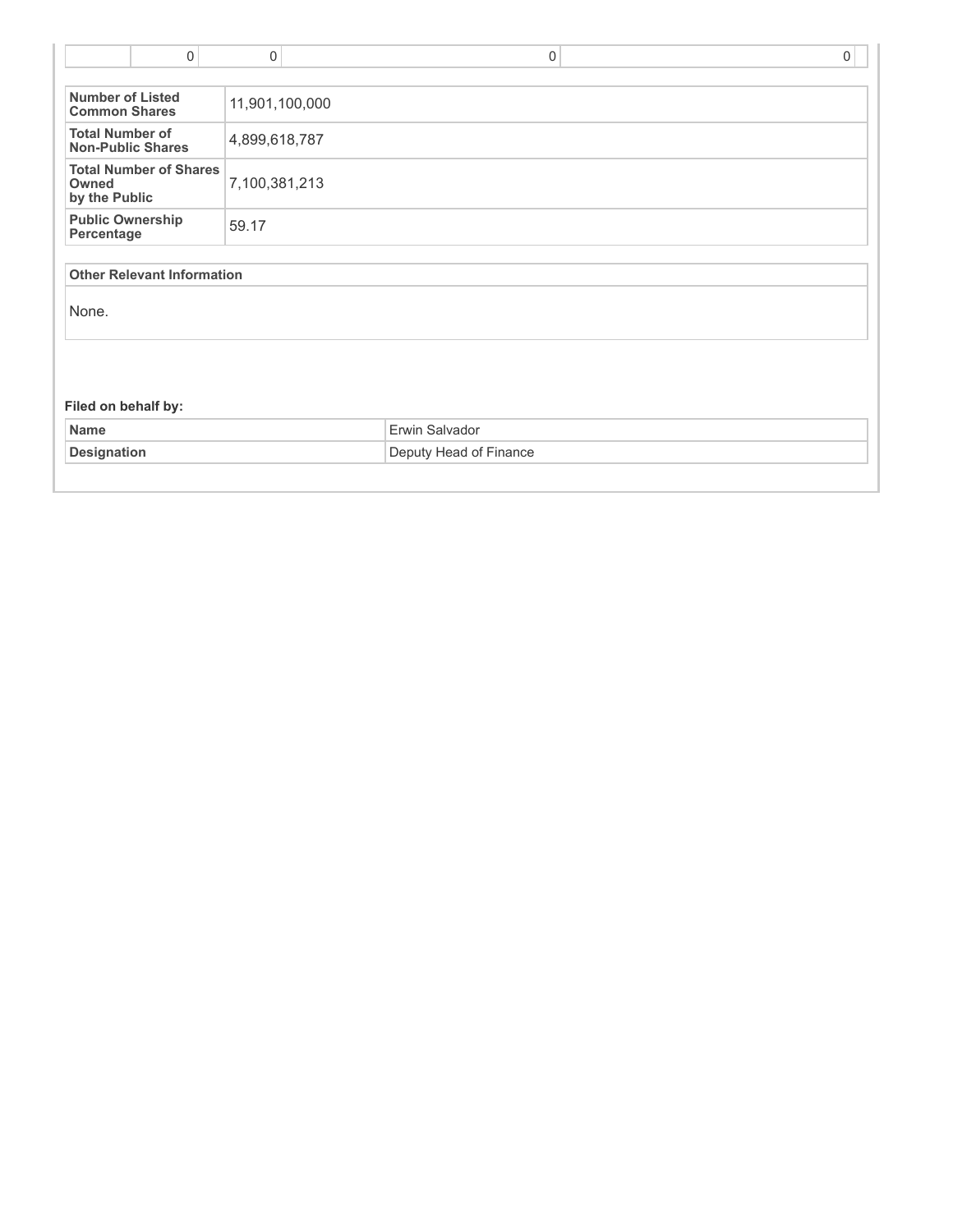| | | | | |
|---|---|---|---|---|
| | 0 | 0 | 0 | 0 |

| | |
|---|---|
| **Number of Listed Common Shares** | 11,901,100,000 |
| **Total Number of Non-Public Shares** | 4,899,618,787 |
| **Total Number of Shares Owned by the Public** | 7,100,381,213 |
| **Public Ownership Percentage** | 59.17 |

| **Other Relevant Information** |
|---|
| None. |

**Filed on behalf by:**

| | |
|---|---|
| **Name** | Erwin Salvador |
| **Designation** | Deputy Head of Finance |